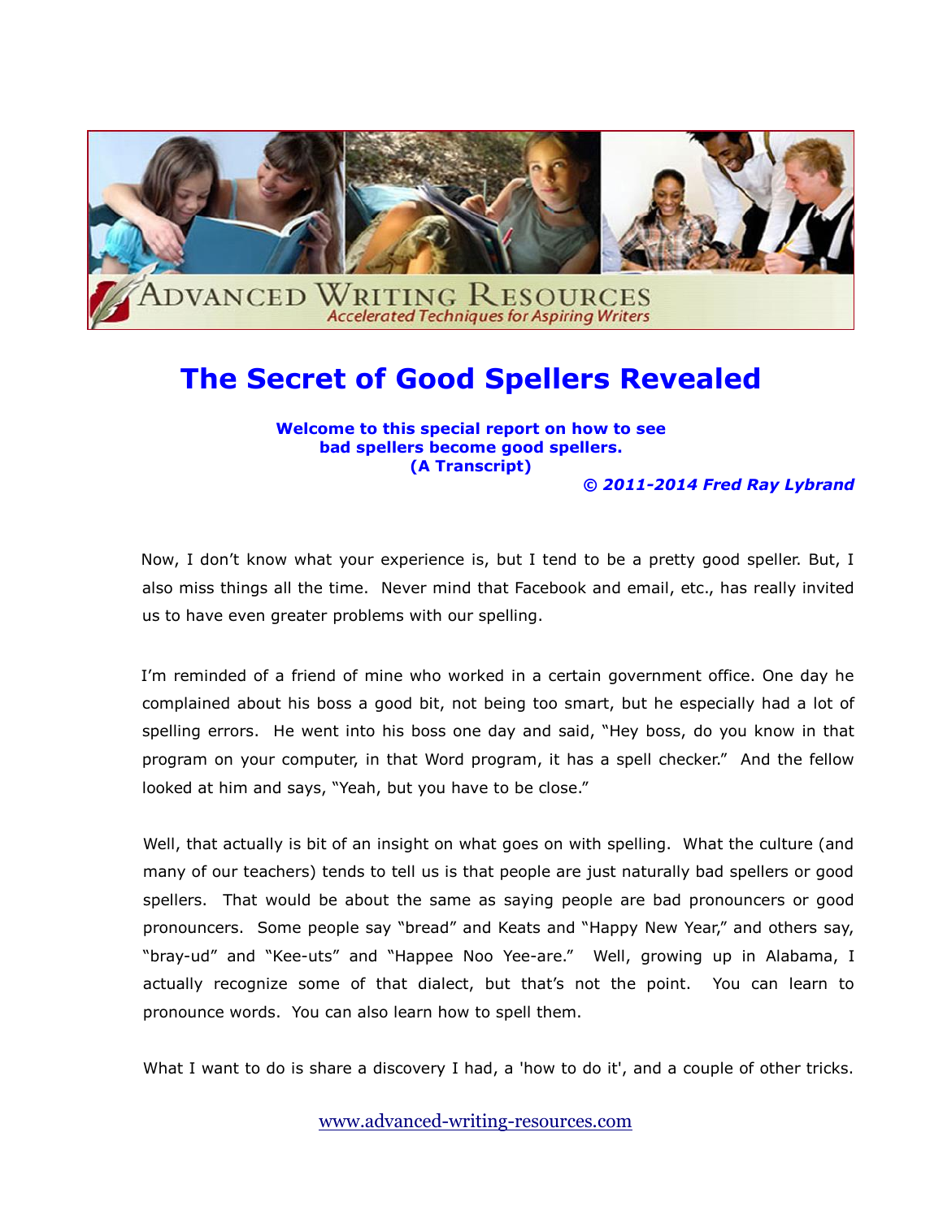# The Secret of Good Spellers Revealed

**Welcome to this special report on how to see bad spellers become good spellers. (A Transcript)**

***© 2011-2014 Fred Ray Lybrand***

Now, I don't know what your experience is, but I tend to be a pretty good speller. But, I also miss things all the time. Never mind that Facebook and email, etc., has really invited us to have even greater problems with our spelling.

I'm reminded of a friend of mine who worked in a certain government office. One day he complained about his boss a good bit, not being too smart, but he especially had a lot of spelling errors. He went into his boss one day and said, "Hey boss, do you know in that program on your computer, in that Word program, it has a spell checker." And the fellow looked at him and says, "Yeah, but you have to be close."

Well, that actually is bit of an insight on what goes on with spelling. What the culture (and many of our teachers) tends to tell us is that people are just naturally bad spellers or good spellers. That would be about the same as saying people are bad pronouncers or good pronouncers. Some people say "bread" and Keats and "Happy New Year," and others say, "bray-ud" and "Kee-uts" and "Happee Noo Yee-are." Well, growing up in Alabama, I actually recognize some of that dialect, but that's not the point. You can learn to pronounce words. You can also learn how to spell them.

What I want to do is share a discovery I had, a 'how to do it', and a couple of other tricks.

www.advanced-writing-resources.com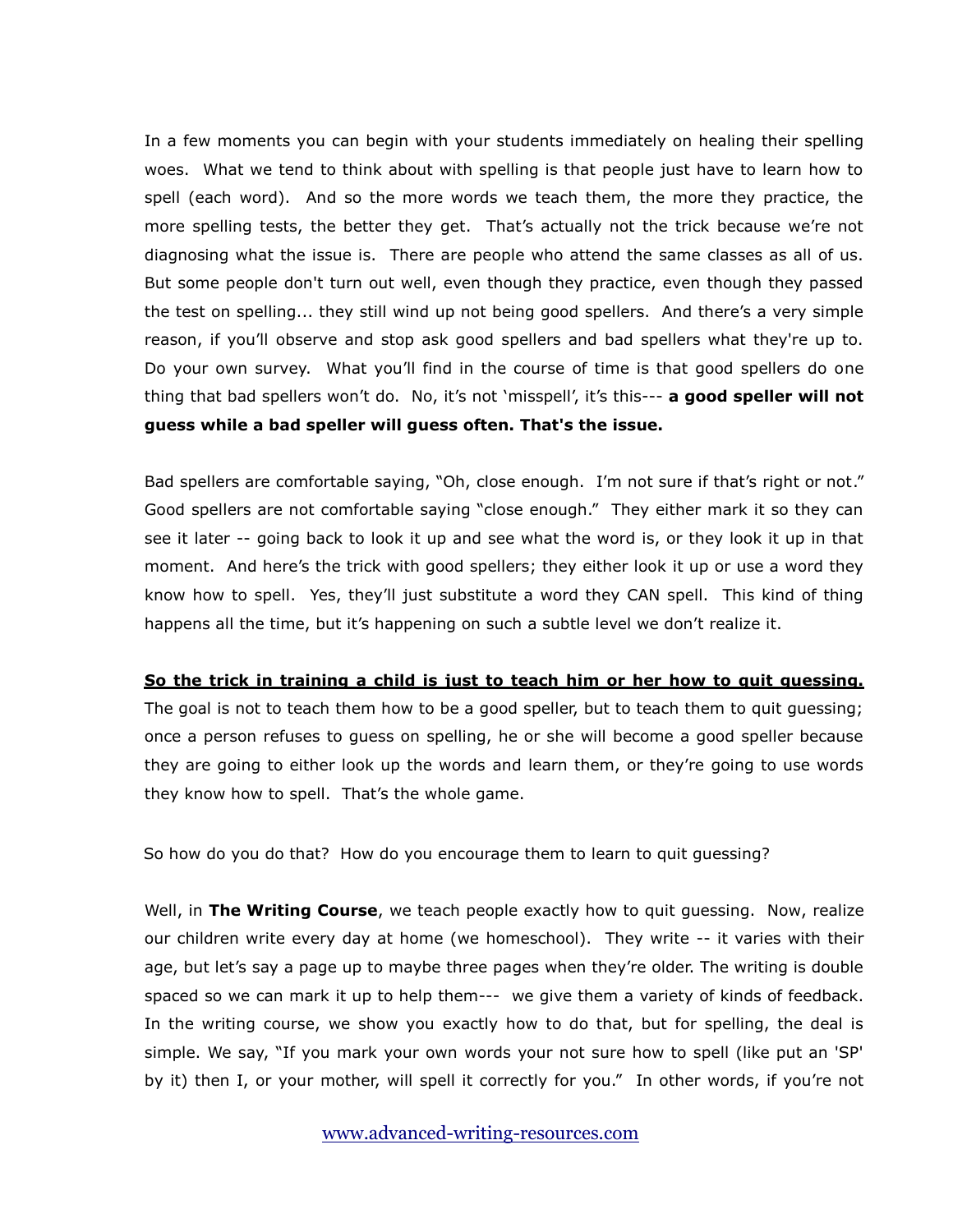In a few moments you can begin with your students immediately on healing their spelling woes. What we tend to think about with spelling is that people just have to learn how to spell (each word). And so the more words we teach them, the more they practice, the more spelling tests, the better they get. That's actually not the trick because we're not diagnosing what the issue is. There are people who attend the same classes as all of us. But some people don't turn out well, even though they practice, even though they passed the test on spelling... they still wind up not being good spellers. And there's a very simple reason, if you'll observe and stop ask good spellers and bad spellers what they're up to. Do your own survey. What you'll find in the course of time is that good spellers do one thing that bad spellers won't do. No, it's not 'misspell', it's this--- **a good speller will not guess while a bad speller will guess often. That's the issue.**

Bad spellers are comfortable saying, "Oh, close enough. I'm not sure if that's right or not." Good spellers are not comfortable saying "close enough." They either mark it so they can see it later -- going back to look it up and see what the word is, or they look it up in that moment. And here's the trick with good spellers; they either look it up or use a word they know how to spell. Yes, they'll just substitute a word they CAN spell. This kind of thing happens all the time, but it's happening on such a subtle level we don't realize it.

<u>**So the trick in training a child is just to teach him or her how to quit guessing.**</u> The goal is not to teach them how to be a good speller, but to teach them to quit guessing; once a person refuses to guess on spelling, he or she will become a good speller because they are going to either look up the words and learn them, or they're going to use words they know how to spell. That's the whole game.

So how do you do that? How do you encourage them to learn to quit guessing?

Well, in **The Writing Course**, we teach people exactly how to quit guessing. Now, realize our children write every day at home (we homeschool). They write -- it varies with their age, but let's say a page up to maybe three pages when they're older. The writing is double spaced so we can mark it up to help them--- we give them a variety of kinds of feedback. In the writing course, we show you exactly how to do that, but for spelling, the deal is simple. We say, "If you mark your own words your not sure how to spell (like put an 'SP' by it) then I, or your mother, will spell it correctly for you." In other words, if you're not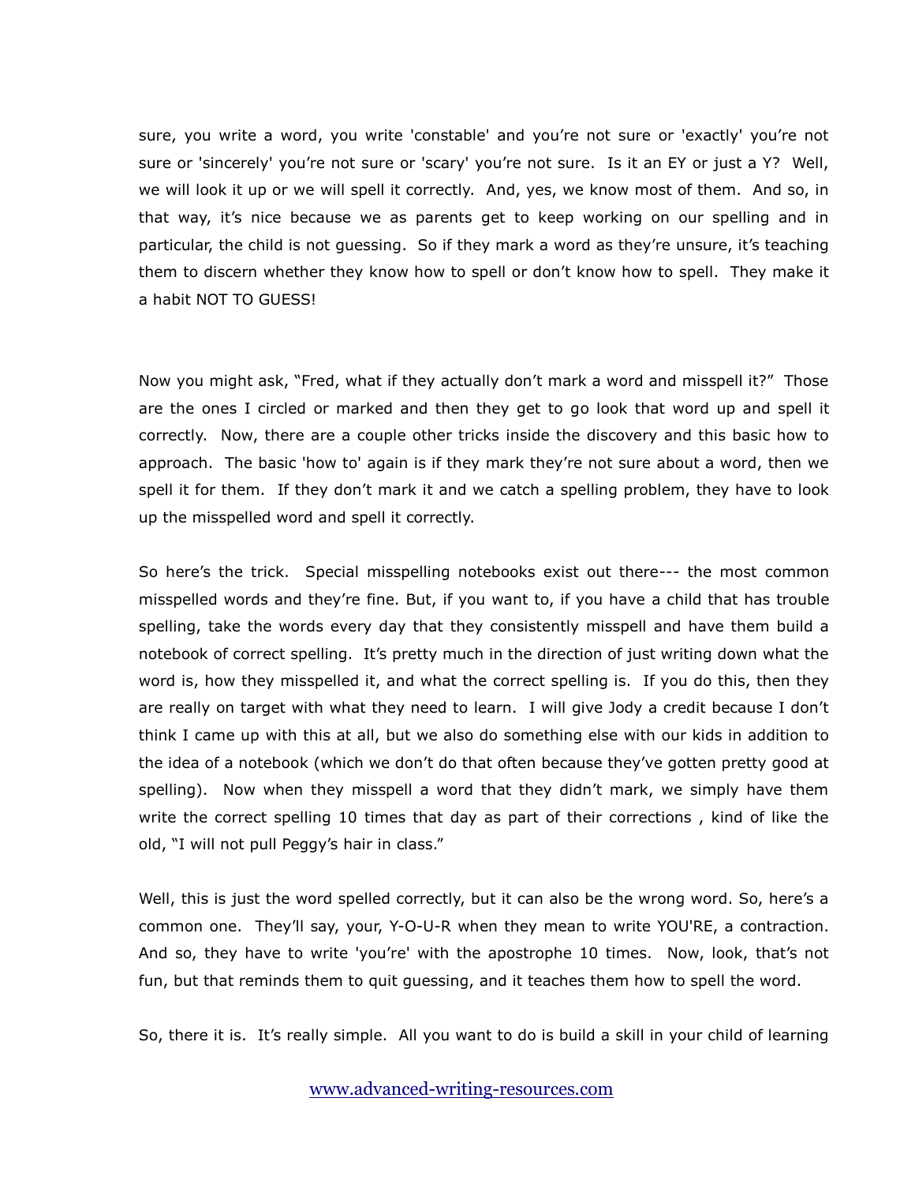sure, you write a word, you write 'constable' and you're not sure or 'exactly' you're not sure or 'sincerely' you're not sure or 'scary' you're not sure. Is it an EY or just a Y? Well, we will look it up or we will spell it correctly. And, yes, we know most of them. And so, in that way, it's nice because we as parents get to keep working on our spelling and in particular, the child is not guessing. So if they mark a word as they're unsure, it's teaching them to discern whether they know how to spell or don't know how to spell. They make it a habit NOT TO GUESS!

Now you might ask, "Fred, what if they actually don't mark a word and misspell it?" Those are the ones I circled or marked and then they get to go look that word up and spell it correctly. Now, there are a couple other tricks inside the discovery and this basic how to approach. The basic 'how to' again is if they mark they're not sure about a word, then we spell it for them. If they don't mark it and we catch a spelling problem, they have to look up the misspelled word and spell it correctly.

So here's the trick. Special misspelling notebooks exist out there--- the most common misspelled words and they're fine. But, if you want to, if you have a child that has trouble spelling, take the words every day that they consistently misspell and have them build a notebook of correct spelling. It's pretty much in the direction of just writing down what the word is, how they misspelled it, and what the correct spelling is. If you do this, then they are really on target with what they need to learn. I will give Jody a credit because I don't think I came up with this at all, but we also do something else with our kids in addition to the idea of a notebook (which we don't do that often because they've gotten pretty good at spelling). Now when they misspell a word that they didn't mark, we simply have them write the correct spelling 10 times that day as part of their corrections , kind of like the old, "I will not pull Peggy's hair in class."

Well, this is just the word spelled correctly, but it can also be the wrong word. So, here's a common one. They'll say, your, Y-O-U-R when they mean to write YOU'RE, a contraction. And so, they have to write 'you're' with the apostrophe 10 times. Now, look, that's not fun, but that reminds them to quit guessing, and it teaches them how to spell the word.

So, there it is. It's really simple. All you want to do is build a skill in your child of learning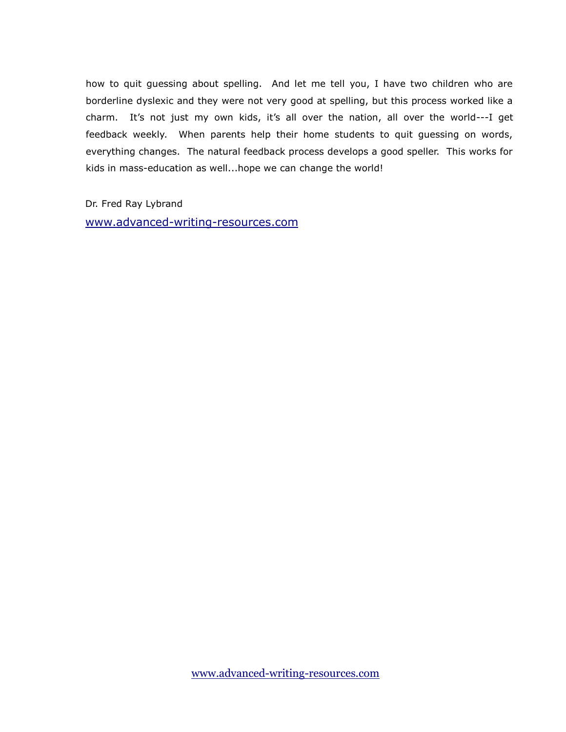how to quit guessing about spelling. And let me tell you, I have two children who are borderline dyslexic and they were not very good at spelling, but this process worked like a charm. It's not just my own kids, it's all over the nation, all over the world---I get feedback weekly. When parents help their home students to quit guessing on words, everything changes. The natural feedback process develops a good speller. This works for kids in mass-education as well...hope we can change the world!

Dr. Fred Ray Lybrand

www.advanced-writing-resources.com